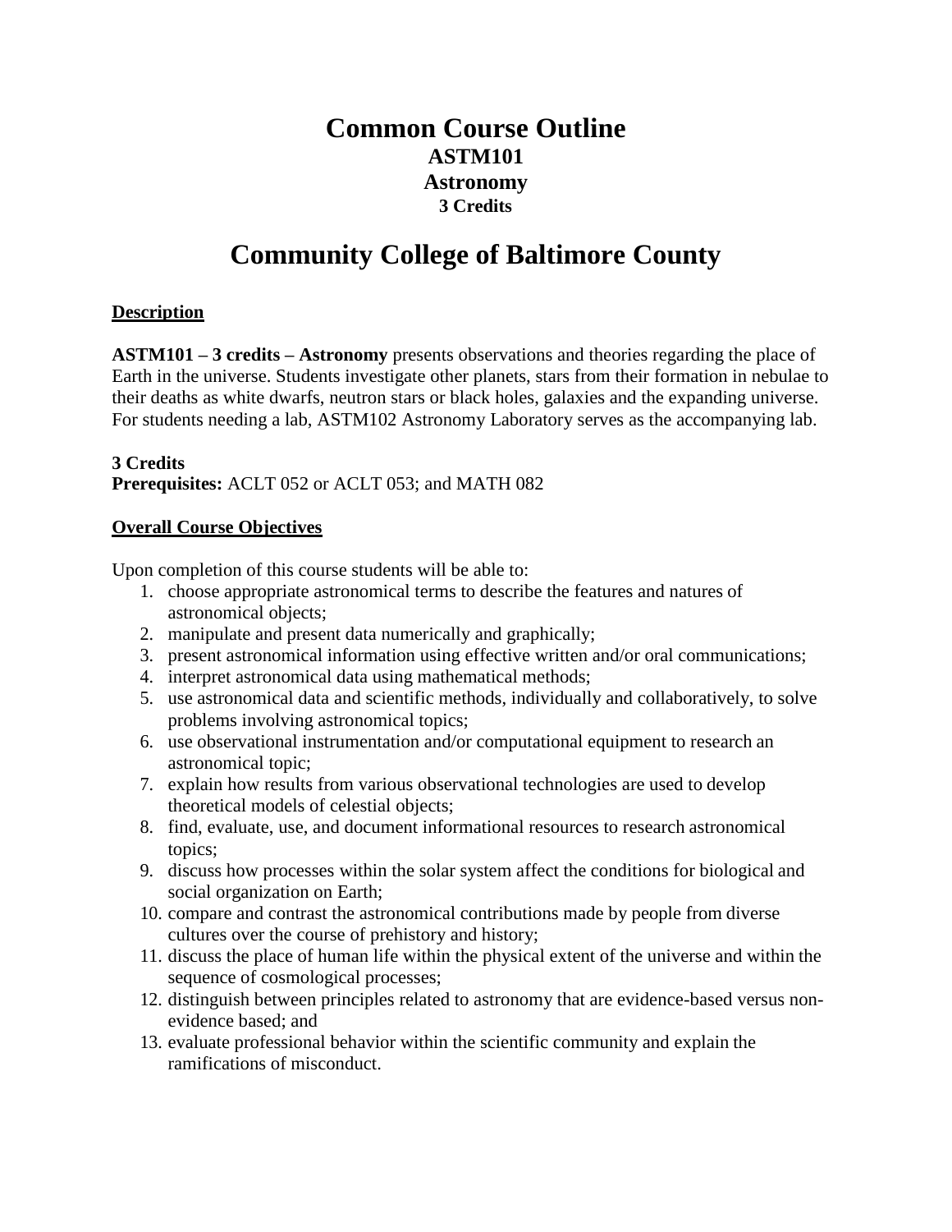# Common Course Outline
## ASTM101
## Astronomy
### 3 Credits

# Community College of Baltimore County

**Description**

**ASTM101 – 3 credits – Astronomy** presents observations and theories regarding the place of Earth in the universe. Students investigate other planets, stars from their formation in nebulae to their deaths as white dwarfs, neutron stars or black holes, galaxies and the expanding universe. For students needing a lab, ASTM102 Astronomy Laboratory serves as the accompanying lab.

**3 Credits**
**Prerequisites:** ACLT 052 or ACLT 053; and MATH 082

**Overall Course Objectives**

Upon completion of this course students will be able to:

1. choose appropriate astronomical terms to describe the features and natures of astronomical objects;
2. manipulate and present data numerically and graphically;
3. present astronomical information using effective written and/or oral communications;
4. interpret astronomical data using mathematical methods;
5. use astronomical data and scientific methods, individually and collaboratively, to solve problems involving astronomical topics;
6. use observational instrumentation and/or computational equipment to research an astronomical topic;
7. explain how results from various observational technologies are used to develop theoretical models of celestial objects;
8. find, evaluate, use, and document informational resources to research astronomical topics;
9. discuss how processes within the solar system affect the conditions for biological and social organization on Earth;
10. compare and contrast the astronomical contributions made by people from diverse cultures over the course of prehistory and history;
11. discuss the place of human life within the physical extent of the universe and within the sequence of cosmological processes;
12. distinguish between principles related to astronomy that are evidence-based versus non-evidence based; and
13. evaluate professional behavior within the scientific community and explain the ramifications of misconduct.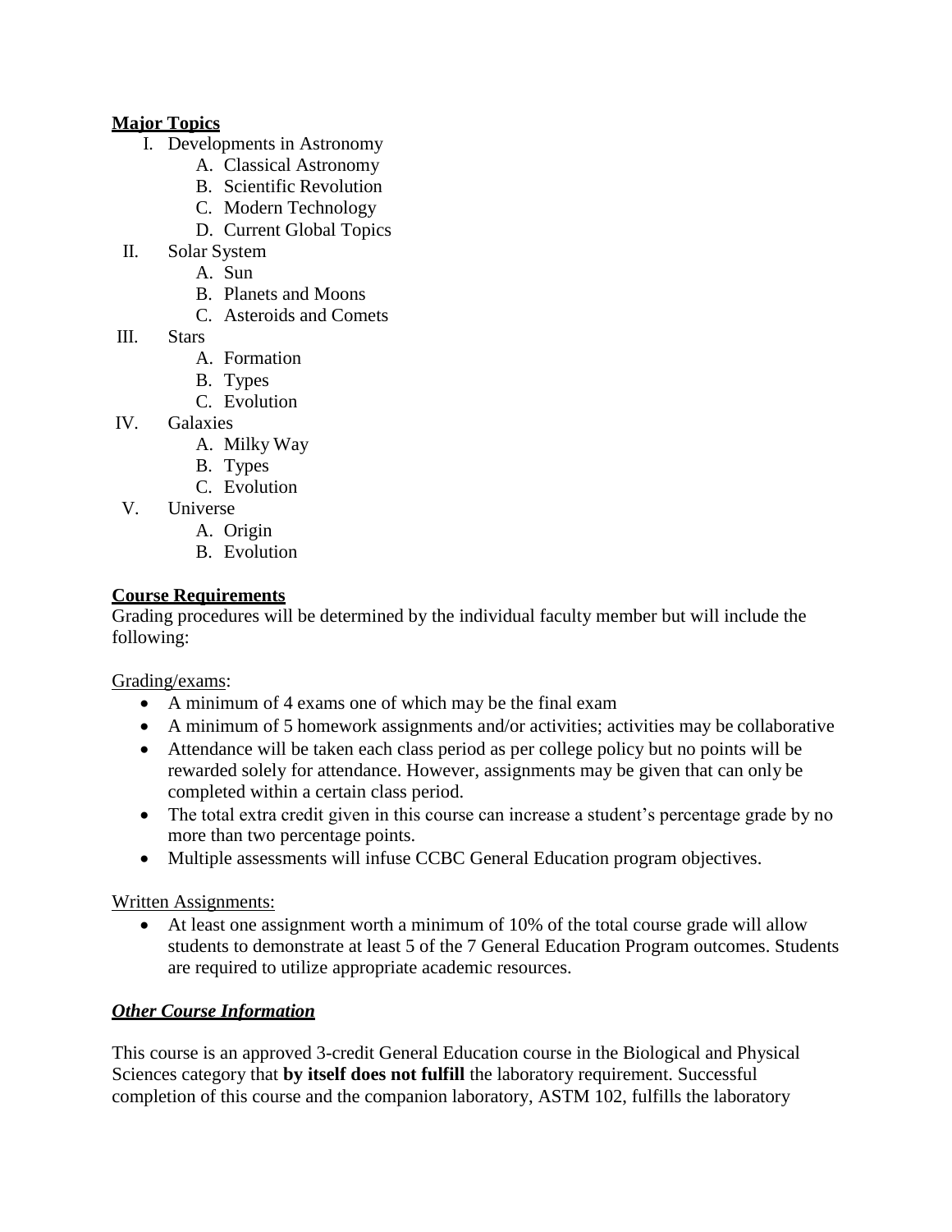**Major Topics**

I. Developments in Astronomy
   A. Classical Astronomy
   B. Scientific Revolution
   C. Modern Technology
   D. Current Global Topics

II. Solar System
   A. Sun
   B. Planets and Moons
   C. Asteroids and Comets

III. Stars
   A. Formation
   B. Types
   C. Evolution

IV. Galaxies
   A. Milky Way
   B. Types
   C. Evolution

V. Universe
   A. Origin
   B. Evolution

**Course Requirements**

Grading procedures will be determined by the individual faculty member but will include the following:

Grading/exams:

- A minimum of 4 exams one of which may be the final exam
- A minimum of 5 homework assignments and/or activities; activities may be collaborative
- Attendance will be taken each class period as per college policy but no points will be rewarded solely for attendance. However, assignments may be given that can only be completed within a certain class period.
- The total extra credit given in this course can increase a student's percentage grade by no more than two percentage points.
- Multiple assessments will infuse CCBC General Education program objectives.

Written Assignments:

- At least one assignment worth a minimum of 10% of the total course grade will allow students to demonstrate at least 5 of the 7 General Education Program outcomes. Students are required to utilize appropriate academic resources.

***Other Course Information***

This course is an approved 3-credit General Education course in the Biological and Physical Sciences category that **by itself does not fulfill** the laboratory requirement. Successful completion of this course and the companion laboratory, ASTM 102, fulfills the laboratory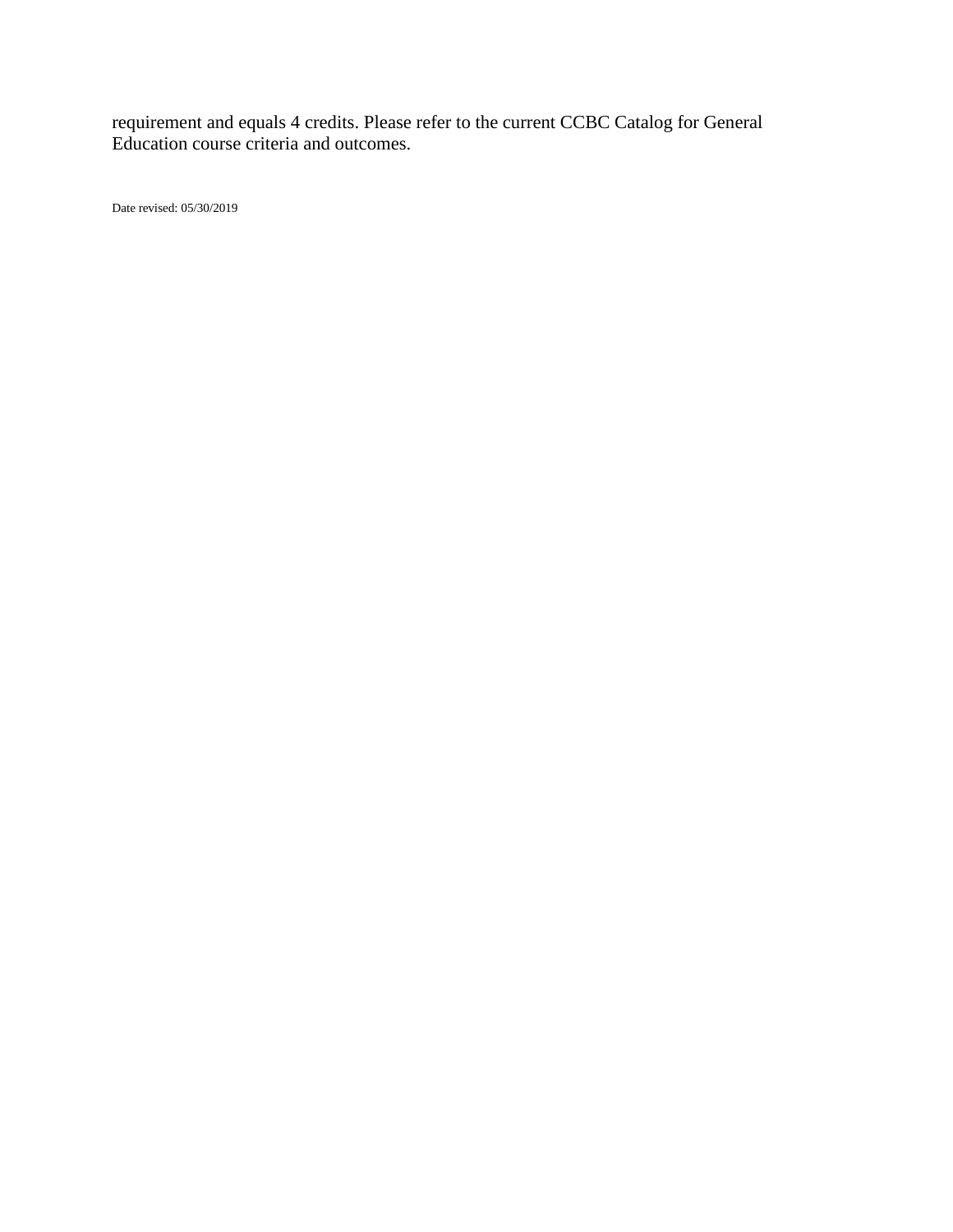requirement and equals 4 credits. Please refer to the current CCBC Catalog for General Education course criteria and outcomes.

Date revised: 05/30/2019